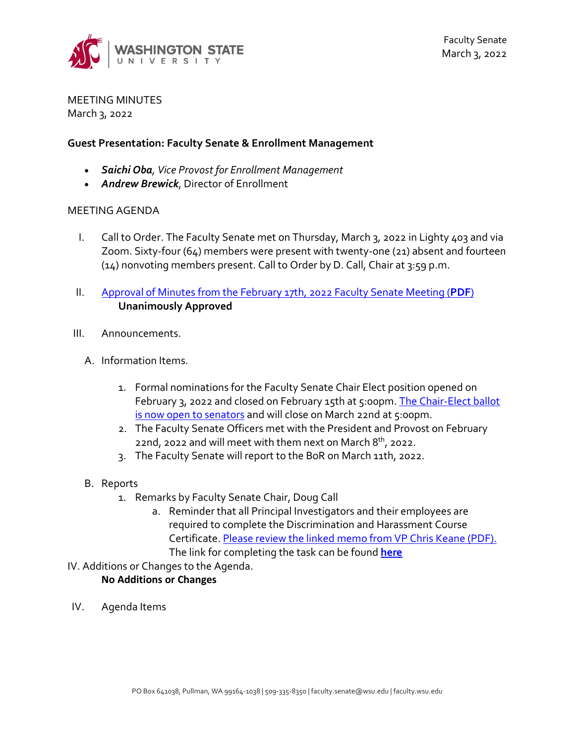Faculty Senate
March 3, 2022

MEETING MINUTES
March 3, 2022

**Guest Presentation: Faculty Senate & Enrollment Management**

- ***Saichi Oba***, *Vice Provost for Enrollment Management*
- ***Andrew Brewick***, Director of Enrollment

MEETING AGENDA

I. Call to Order. The Faculty Senate met on Thursday, March 3, 2022 in Lighty 403 and via Zoom. Sixty-four (64) members were present with twenty-one (21) absent and fourteen (14) nonvoting members present. Call to Order by D. Call, Chair at 3:59 p.m.

II. Approval of Minutes from the February 17th, 2022 Faculty Senate Meeting (**PDF**)
**Unanimously Approved**

III. Announcements.

A. Information Items.

1. Formal nominations for the Faculty Senate Chair Elect position opened on February 3, 2022 and closed on February 15th at 5:00pm. The Chair-Elect ballot is now open to senators and will close on March 22nd at 5:00pm.
2. The Faculty Senate Officers met with the President and Provost on February 22nd, 2022 and will meet with them next on March 8th, 2022.
3. The Faculty Senate will report to the BoR on March 11th, 2022.

B. Reports

1. Remarks by Faculty Senate Chair, Doug Call
   a. Reminder that all Principal Investigators and their employees are required to complete the Discrimination and Harassment Course Certificate. Please review the linked memo from VP Chris Keane (PDF). The link for completing the task can be found **here**

IV. Additions or Changes to the Agenda.
**No Additions or Changes**

IV. Agenda Items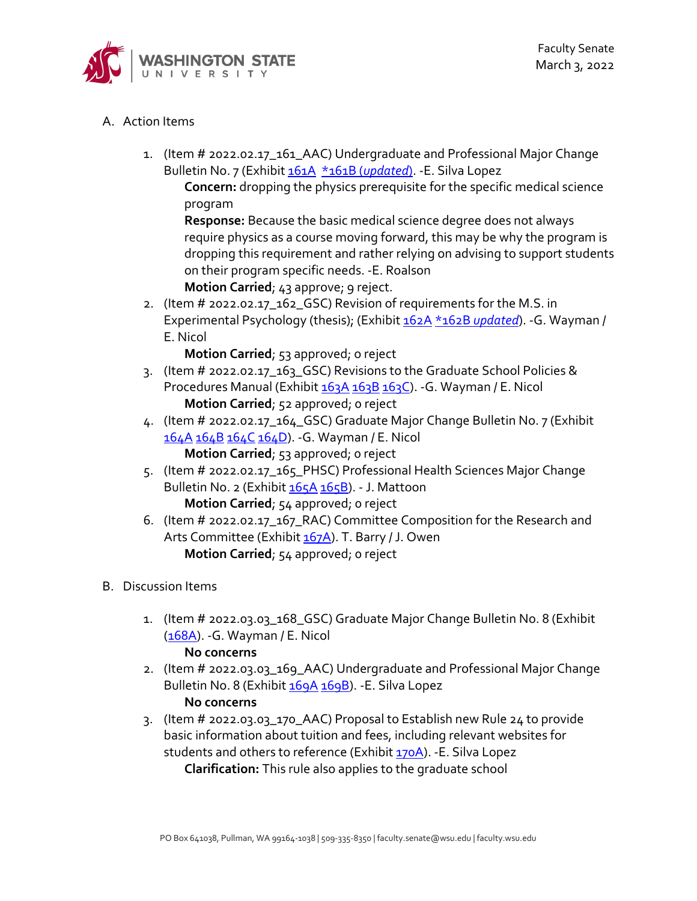A. Action Items

1. (Item # 2022.02.17_161_AAC) Undergraduate and Professional Major Change Bulletin No. 7 (Exhibit 161A *161B (*updated*)). -E. Silva Lopez
   **Concern:** dropping the physics prerequisite for the specific medical science program
   **Response:** Because the basic medical science degree does not always require physics as a course moving forward, this may be why the program is dropping this requirement and rather relying on advising to support students on their program specific needs. -E. Roalson
   **Motion Carried**; 43 approve; 9 reject.
2. (Item # 2022.02.17_162_GSC) Revision of requirements for the M.S. in Experimental Psychology (thesis); (Exhibit 162A *162B *updated*). -G. Wayman / E. Nicol
   **Motion Carried**; 53 approved; 0 reject
3. (Item # 2022.02.17_163_GSC) Revisions to the Graduate School Policies & Procedures Manual (Exhibit 163A 163B 163C). -G. Wayman / E. Nicol
   **Motion Carried**; 52 approved; 0 reject
4. (Item # 2022.02.17_164_GSC) Graduate Major Change Bulletin No. 7 (Exhibit 164A 164B 164C 164D). -G. Wayman / E. Nicol
   **Motion Carried**; 53 approved; 0 reject
5. (Item # 2022.02.17_165_PHSC) Professional Health Sciences Major Change Bulletin No. 2 (Exhibit 165A 165B). - J. Mattoon
   **Motion Carried**; 54 approved; 0 reject
6. (Item # 2022.02.17_167_RAC) Committee Composition for the Research and Arts Committee (Exhibit 167A). T. Barry / J. Owen
   **Motion Carried**; 54 approved; 0 reject

B. Discussion Items

1. (Item # 2022.03.03_168_GSC) Graduate Major Change Bulletin No. 8 (Exhibit (168A). -G. Wayman / E. Nicol
   **No concerns**
2. (Item # 2022.03.03_169_AAC) Undergraduate and Professional Major Change Bulletin No. 8 (Exhibit 169A 169B). -E. Silva Lopez
   **No concerns**
3. (Item # 2022.03.03_170_AAC) Proposal to Establish new Rule 24 to provide basic information about tuition and fees, including relevant websites for students and others to reference (Exhibit 170A). -E. Silva Lopez
   **Clarification:** This rule also applies to the graduate school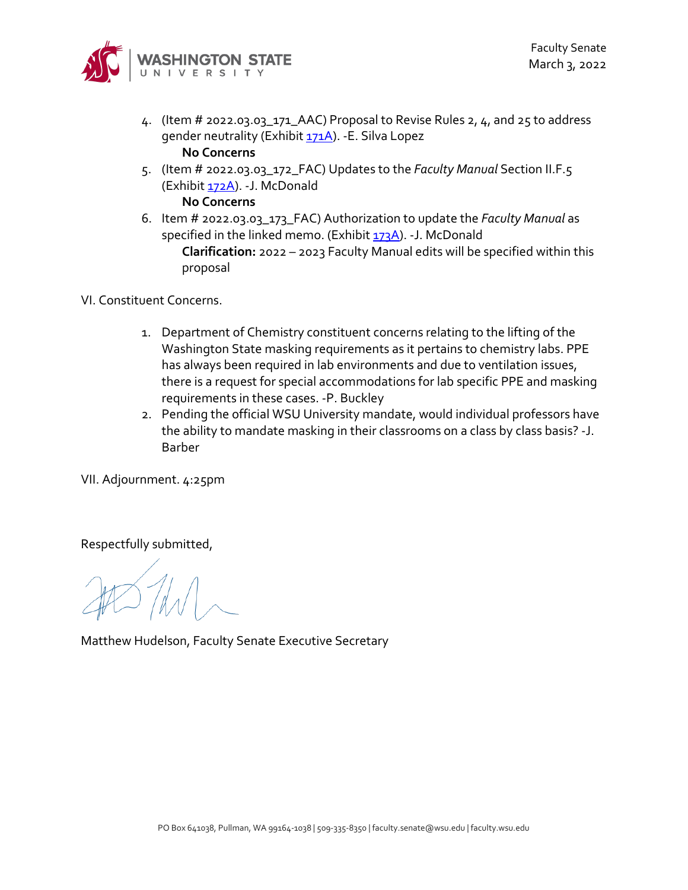4. (Item # 2022.03.03_171_AAC) Proposal to Revise Rules 2, 4, and 25 to address gender neutrality (Exhibit [171A](171A)). -E. Silva Lopez
   **No Concerns**
5. (Item # 2022.03.03_172_FAC) Updates to the *Faculty Manual* Section II.F.5 (Exhibit [172A](172A)). -J. McDonald
   **No Concerns**
6. Item # 2022.03.03_173_FAC) Authorization to update the *Faculty Manual* as specified in the linked memo. (Exhibit [173A](173A)). -J. McDonald
   **Clarification:** 2022 – 2023 Faculty Manual edits will be specified within this proposal

VI. Constituent Concerns.

1. Department of Chemistry constituent concerns relating to the lifting of the Washington State masking requirements as it pertains to chemistry labs. PPE has always been required in lab environments and due to ventilation issues, there is a request for special accommodations for lab specific PPE and masking requirements in these cases. -P. Buckley
2. Pending the official WSU University mandate, would individual professors have the ability to mandate masking in their classrooms on a class by class basis? -J. Barber

VII. Adjournment. 4:25pm

Respectfully submitted,

Matthew Hudelson, Faculty Senate Executive Secretary